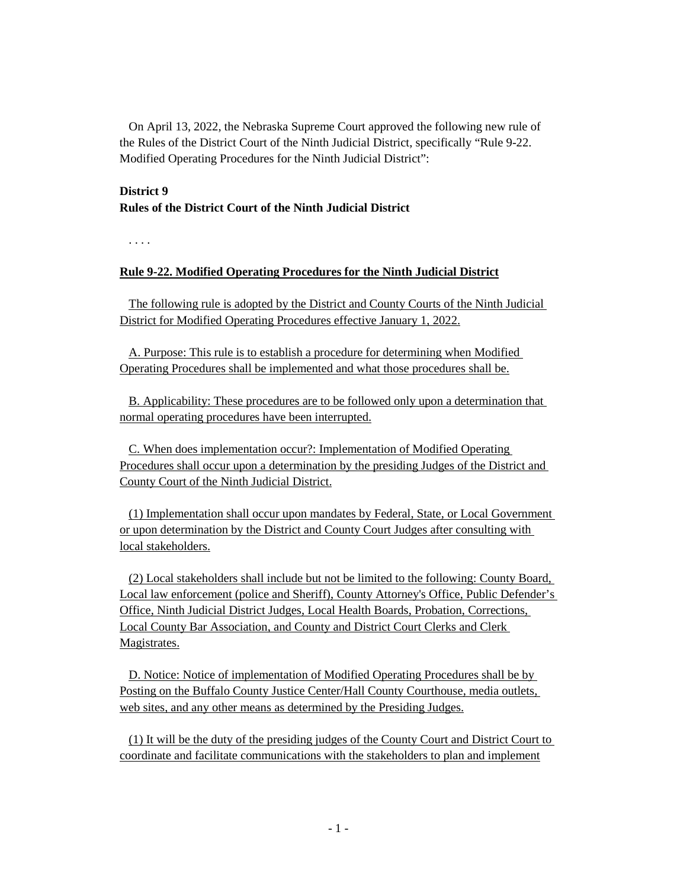On April 13, 2022, the Nebraska Supreme Court approved the following new rule of the Rules of the District Court of the Ninth Judicial District, specifically "Rule 9-22. Modified Operating Procedures for the Ninth Judicial District":

**District 9**
**Rules of the District Court of the Ninth Judicial District**

. . . .

**Rule 9-22. Modified Operating Procedures for the Ninth Judicial District**

The following rule is adopted by the District and County Courts of the Ninth Judicial District for Modified Operating Procedures effective January 1, 2022.

A. Purpose: This rule is to establish a procedure for determining when Modified Operating Procedures shall be implemented and what those procedures shall be.

B. Applicability: These procedures are to be followed only upon a determination that normal operating procedures have been interrupted.

C. When does implementation occur?: Implementation of Modified Operating Procedures shall occur upon a determination by the presiding Judges of the District and County Court of the Ninth Judicial District.

(1) Implementation shall occur upon mandates by Federal, State, or Local Government or upon determination by the District and County Court Judges after consulting with local stakeholders.

(2) Local stakeholders shall include but not be limited to the following: County Board, Local law enforcement (police and Sheriff), County Attorney's Office, Public Defender's Office, Ninth Judicial District Judges, Local Health Boards, Probation, Corrections, Local County Bar Association, and County and District Court Clerks and Clerk Magistrates.

D. Notice: Notice of implementation of Modified Operating Procedures shall be by Posting on the Buffalo County Justice Center/Hall County Courthouse, media outlets, web sites, and any other means as determined by the Presiding Judges.

(1) It will be the duty of the presiding judges of the County Court and District Court to coordinate and facilitate communications with the stakeholders to plan and implement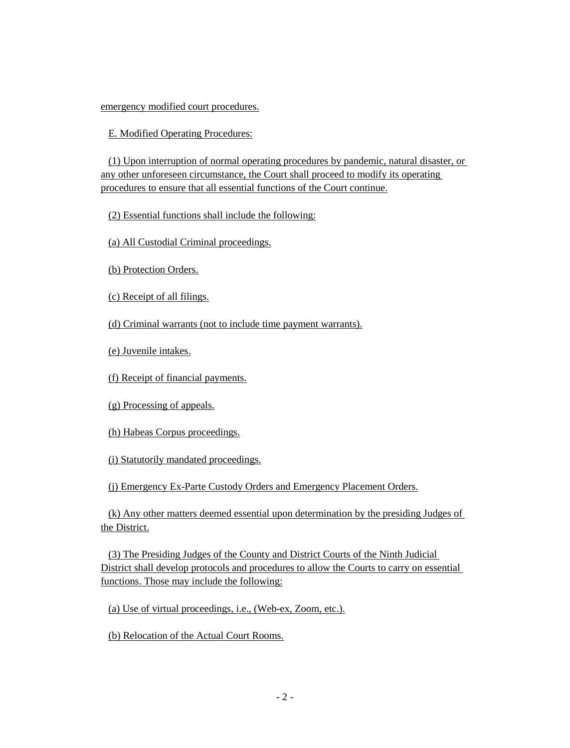emergency modified court procedures.

E. Modified Operating Procedures:

(1) Upon interruption of normal operating procedures by pandemic, natural disaster, or any other unforeseen circumstance, the Court shall proceed to modify its operating procedures to ensure that all essential functions of the Court continue.

(2) Essential functions shall include the following:

(a) All Custodial Criminal proceedings.

(b) Protection Orders.

(c) Receipt of all filings.

(d) Criminal warrants (not to include time payment warrants).

(e) Juvenile intakes.

(f) Receipt of financial payments.

(g) Processing of appeals.

(h) Habeas Corpus proceedings.

(i) Statutorily mandated proceedings.

(j) Emergency Ex-Parte Custody Orders and Emergency Placement Orders.

(k) Any other matters deemed essential upon determination by the presiding Judges of the District.

(3) The Presiding Judges of the County and District Courts of the Ninth Judicial District shall develop protocols and procedures to allow the Courts to carry on essential functions. Those may include the following:

(a) Use of virtual proceedings, i.e., (Web-ex, Zoom, etc.).

(b) Relocation of the Actual Court Rooms.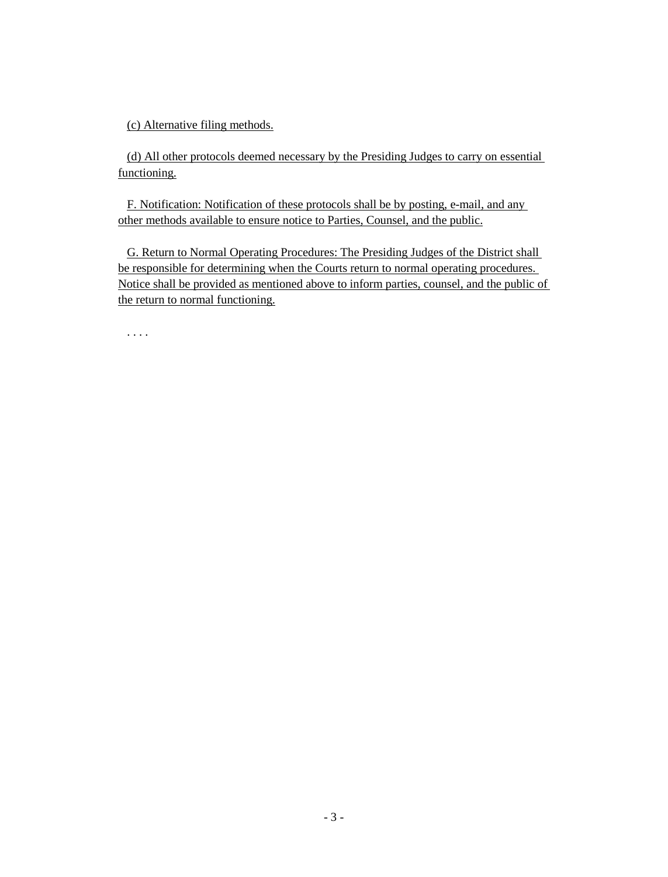(c) Alternative filing methods.

(d) All other protocols deemed necessary by the Presiding Judges to carry on essential functioning.

F. Notification: Notification of these protocols shall be by posting, e-mail, and any other methods available to ensure notice to Parties, Counsel, and the public.

G. Return to Normal Operating Procedures: The Presiding Judges of the District shall be responsible for determining when the Courts return to normal operating procedures. Notice shall be provided as mentioned above to inform parties, counsel, and the public of the return to normal functioning.

. . . .